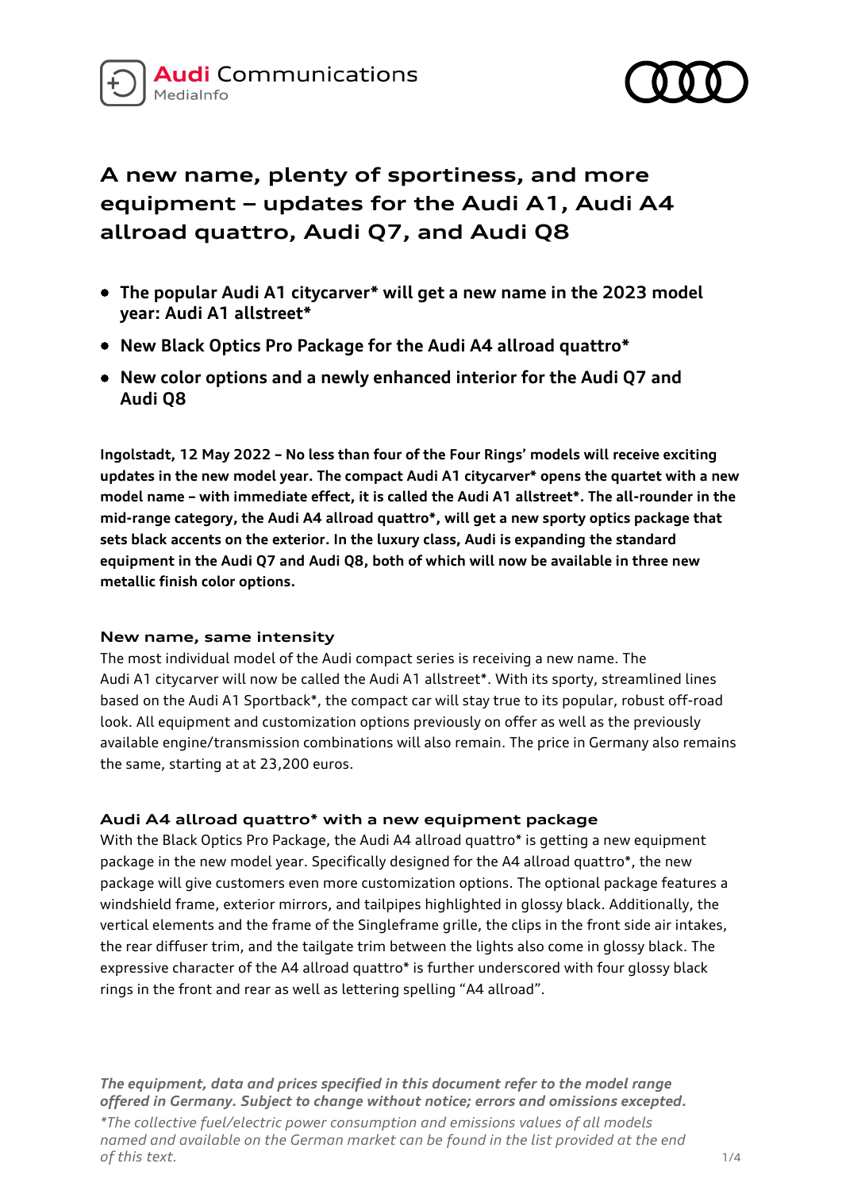Audi Communications
MediaInfo

# A new name, plenty of sportiness, and more equipment – updates for the Audi A1, Audi A4 allroad quattro, Audi Q7, and Audi Q8

- **The popular Audi A1 citycarver* will get a new name in the 2023 model year: Audi A1 allstreet***
- **New Black Optics Pro Package for the Audi A4 allroad quattro***
- **New color options and a newly enhanced interior for the Audi Q7 and Audi Q8**

**Ingolstadt, 12 May 2022 – No less than four of the Four Rings' models will receive exciting updates in the new model year. The compact Audi A1 citycarver* opens the quartet with a new model name – with immediate effect, it is called the Audi A1 allstreet*. The all-rounder in the mid-range category, the Audi A4 allroad quattro*, will get a new sporty optics package that sets black accents on the exterior. In the luxury class, Audi is expanding the standard equipment in the Audi Q7 and Audi Q8, both of which will now be available in three new metallic finish color options.**

## New name, same intensity

The most individual model of the Audi compact series is receiving a new name. The Audi A1 citycarver will now be called the Audi A1 allstreet*. With its sporty, streamlined lines based on the Audi A1 Sportback*, the compact car will stay true to its popular, robust off-road look. All equipment and customization options previously on offer as well as the previously available engine/transmission combinations will also remain. The price in Germany also remains the same, starting at at 23,200 euros.

## Audi A4 allroad quattro* with a new equipment package

With the Black Optics Pro Package, the Audi A4 allroad quattro* is getting a new equipment package in the new model year. Specifically designed for the A4 allroad quattro*, the new package will give customers even more customization options. The optional package features a windshield frame, exterior mirrors, and tailpipes highlighted in glossy black. Additionally, the vertical elements and the frame of the Singleframe grille, the clips in the front side air intakes, the rear diffuser trim, and the tailgate trim between the lights also come in glossy black. The expressive character of the A4 allroad quattro* is further underscored with four glossy black rings in the front and rear as well as lettering spelling "A4 allroad".

***The equipment, data and prices specified in this document refer to the model range offered in Germany. Subject to change without notice; errors and omissions excepted.***

*\*The collective fuel/electric power consumption and emissions values of all models named and available on the German market can be found in the list provided at the end of this text.*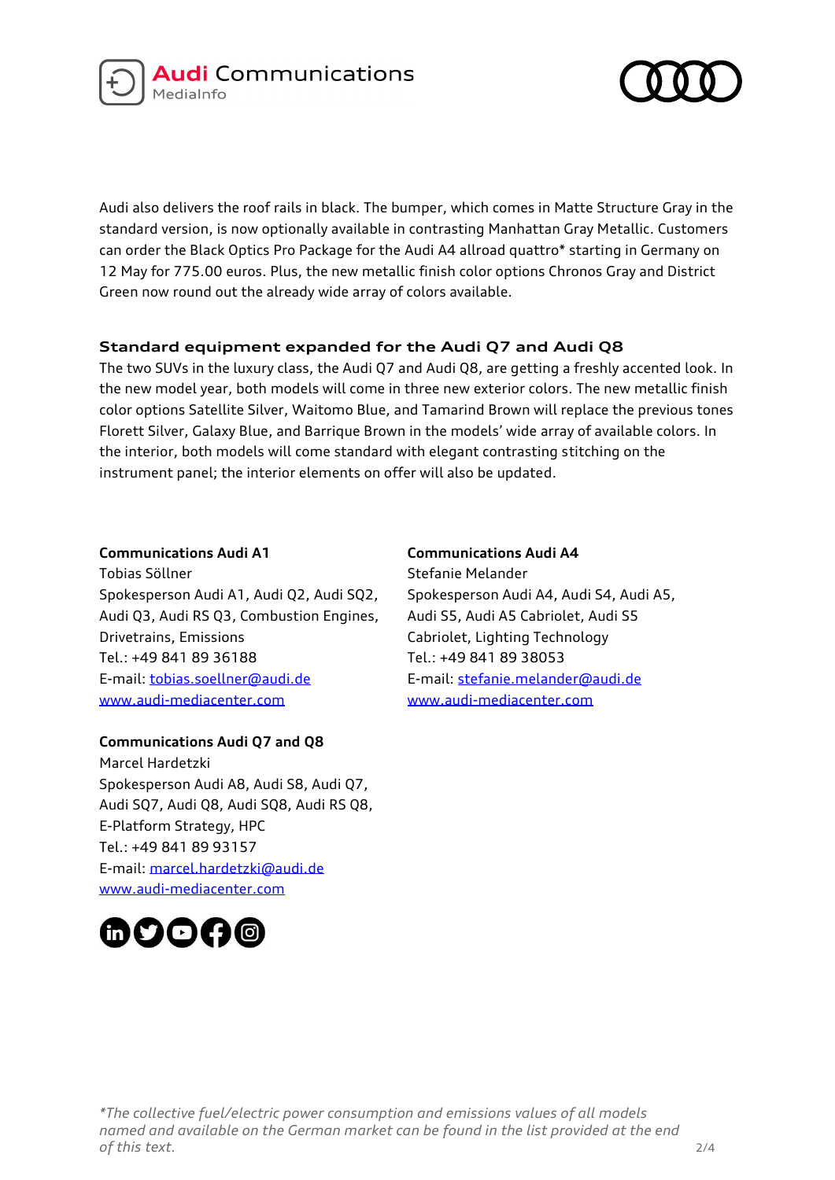Audi also delivers the roof rails in black. The bumper, which comes in Matte Structure Gray in the standard version, is now optionally available in contrasting Manhattan Gray Metallic. Customers can order the Black Optics Pro Package for the Audi A4 allroad quattro* starting in Germany on 12 May for 775.00 euros. Plus, the new metallic finish color options Chronos Gray and District Green now round out the already wide array of colors available.

## Standard equipment expanded for the Audi Q7 and Audi Q8

The two SUVs in the luxury class, the Audi Q7 and Audi Q8, are getting a freshly accented look. In the new model year, both models will come in three new exterior colors. The new metallic finish color options Satellite Silver, Waitomo Blue, and Tamarind Brown will replace the previous tones Florett Silver, Galaxy Blue, and Barrique Brown in the models' wide array of available colors. In the interior, both models will come standard with elegant contrasting stitching on the instrument panel; the interior elements on offer will also be updated.

**Communications Audi A1**
Tobias Söllner
Spokesperson Audi A1, Audi Q2, Audi SQ2, Audi Q3, Audi RS Q3, Combustion Engines, Drivetrains, Emissions
Tel.: +49 841 89 36188
E-mail: tobias.soellner@audi.de
www.audi-mediacenter.com

**Communications Audi A4**
Stefanie Melander
Spokesperson Audi A4, Audi S4, Audi A5, Audi S5, Audi A5 Cabriolet, Audi S5 Cabriolet, Lighting Technology
Tel.: +49 841 89 38053
E-mail: stefanie.melander@audi.de
www.audi-mediacenter.com

**Communications Audi Q7 and Q8**
Marcel Hardetzki
Spokesperson Audi A8, Audi S8, Audi Q7, Audi SQ7, Audi Q8, Audi SQ8, Audi RS Q8, E-Platform Strategy, HPC
Tel.: +49 841 89 93157
E-mail: marcel.hardetzki@audi.de
www.audi-mediacenter.com

*\*The collective fuel/electric power consumption and emissions values of all models named and available on the German market can be found in the list provided at the end of this text.*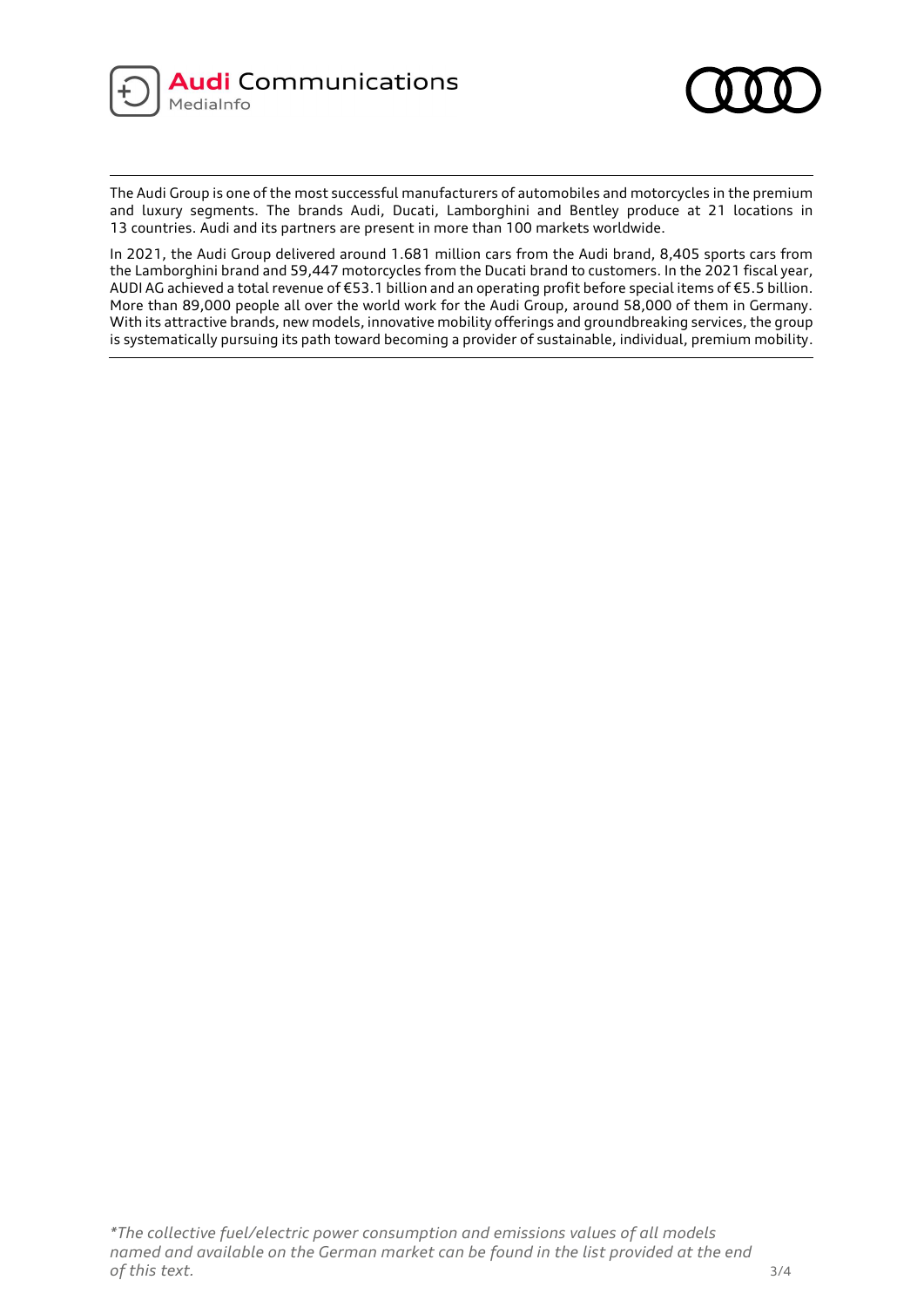The Audi Group is one of the most successful manufacturers of automobiles and motorcycles in the premium and luxury segments. The brands Audi, Ducati, Lamborghini and Bentley produce at 21 locations in 13 countries. Audi and its partners are present in more than 100 markets worldwide.

In 2021, the Audi Group delivered around 1.681 million cars from the Audi brand, 8,405 sports cars from the Lamborghini brand and 59,447 motorcycles from the Ducati brand to customers. In the 2021 fiscal year, AUDI AG achieved a total revenue of €53.1 billion and an operating profit before special items of €5.5 billion. More than 89,000 people all over the world work for the Audi Group, around 58,000 of them in Germany. With its attractive brands, new models, innovative mobility offerings and groundbreaking services, the group is systematically pursuing its path toward becoming a provider of sustainable, individual, premium mobility.

*\*The collective fuel/electric power consumption and emissions values of all models named and available on the German market can be found in the list provided at the end of this text.*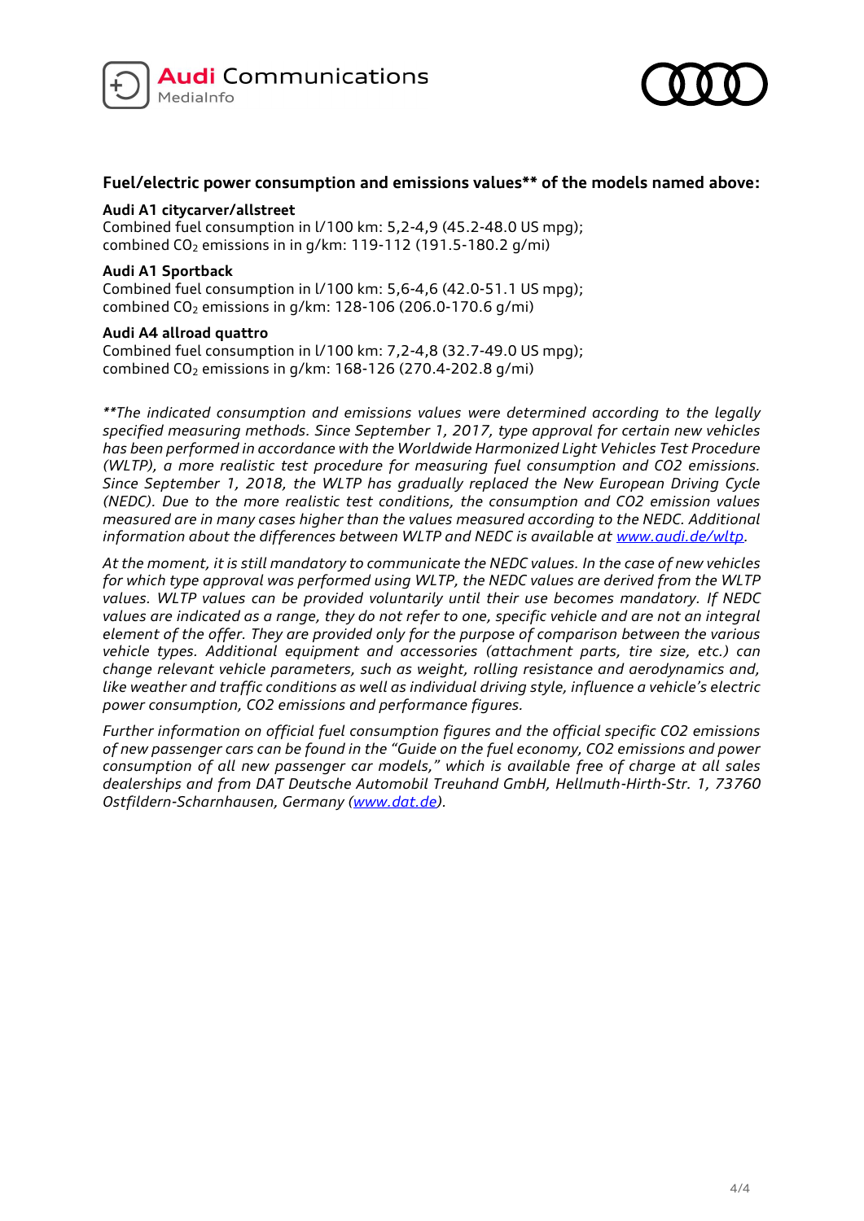## Fuel/electric power consumption and emissions values** of the models named above:

**Audi A1 citycarver/allstreet**
Combined fuel consumption in l/100 km: 5,2-4,9 (45.2-48.0 US mpg);
combined $CO_2$ emissions in in g/km: 119-112 (191.5-180.2 g/mi)

**Audi A1 Sportback**
Combined fuel consumption in l/100 km: 5,6-4,6 (42.0-51.1 US mpg);
combined $CO_2$ emissions in g/km: 128-106 (206.0-170.6 g/mi)

**Audi A4 allroad quattro**
Combined fuel consumption in l/100 km: 7,2-4,8 (32.7-49.0 US mpg);
combined $CO_2$ emissions in g/km: 168-126 (270.4-202.8 g/mi)

*\*\*The indicated consumption and emissions values were determined according to the legally specified measuring methods. Since September 1, 2017, type approval for certain new vehicles has been performed in accordance with the Worldwide Harmonized Light Vehicles Test Procedure (WLTP), a more realistic test procedure for measuring fuel consumption and CO2 emissions. Since September 1, 2018, the WLTP has gradually replaced the New European Driving Cycle (NEDC). Due to the more realistic test conditions, the consumption and CO2 emission values measured are in many cases higher than the values measured according to the NEDC. Additional information about the differences between WLTP and NEDC is available at [www.audi.de/wltp](http://www.audi.de/wltp).*

*At the moment, it is still mandatory to communicate the NEDC values. In the case of new vehicles for which type approval was performed using WLTP, the NEDC values are derived from the WLTP values. WLTP values can be provided voluntarily until their use becomes mandatory. If NEDC values are indicated as a range, they do not refer to one, specific vehicle and are not an integral element of the offer. They are provided only for the purpose of comparison between the various vehicle types. Additional equipment and accessories (attachment parts, tire size, etc.) can change relevant vehicle parameters, such as weight, rolling resistance and aerodynamics and, like weather and traffic conditions as well as individual driving style, influence a vehicle's electric power consumption, CO2 emissions and performance figures.*

*Further information on official fuel consumption figures and the official specific CO2 emissions of new passenger cars can be found in the "Guide on the fuel economy, CO2 emissions and power consumption of all new passenger car models," which is available free of charge at all sales dealerships and from DAT Deutsche Automobil Treuhand GmbH, Hellmuth-Hirth-Str. 1, 73760 Ostfildern-Scharnhausen, Germany ([www.dat.de](http://www.dat.de)).*